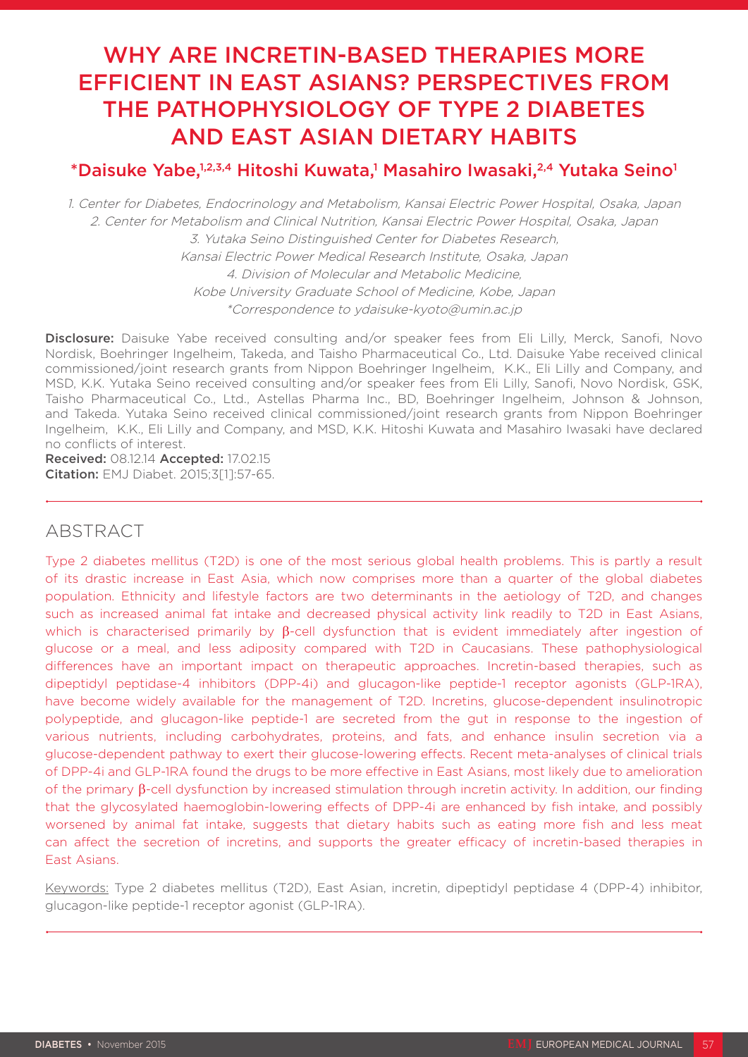# WHY ARE INCRETIN-BASED THERAPIES MORE EFFICIENT IN EAST ASIANS? PERSPECTIVES FROM THE PATHOPHYSIOLOGY OF TYPE 2 DIABETES AND EAST ASIAN DIETARY HABITS

**\*Daisuke Yabe,[1,2,3,4] Hitoshi Kuwata,[1] Masahiro Iwasaki,[2,4] Yutaka Seino[1]**

*1. Center for Diabetes, Endocrinology and Metabolism, Kansai Electric Power Hospital, Osaka, Japan*
*2. Center for Metabolism and Clinical Nutrition, Kansai Electric Power Hospital, Osaka, Japan*
*3. Yutaka Seino Distinguished Center for Diabetes Research, Kansai Electric Power Medical Research Institute, Osaka, Japan*
*4. Division of Molecular and Metabolic Medicine, Kobe University Graduate School of Medicine, Kobe, Japan*
*\*Correspondence to ydaisuke-kyoto@umin.ac.jp*

**Disclosure:** Daisuke Yabe received consulting and/or speaker fees from Eli Lilly, Merck, Sanofi, Novo Nordisk, Boehringer Ingelheim, Takeda, and Taisho Pharmaceutical Co., Ltd. Daisuke Yabe received clinical commissioned/joint research grants from Nippon Boehringer Ingelheim, K.K., Eli Lilly and Company, and MSD, K.K. Yutaka Seino received consulting and/or speaker fees from Eli Lilly, Sanofi, Novo Nordisk, GSK, Taisho Pharmaceutical Co., Ltd., Astellas Pharma Inc., BD, Boehringer Ingelheim, Johnson & Johnson, and Takeda. Yutaka Seino received clinical commissioned/joint research grants from Nippon Boehringer Ingelheim, K.K., Eli Lilly and Company, and MSD, K.K. Hitoshi Kuwata and Masahiro Iwasaki have declared no conflicts of interest.
**Received:** 08.12.14 **Accepted:** 17.02.15
**Citation:** EMJ Diabet. 2015;3[1]:57-65.

## ABSTRACT

Type 2 diabetes mellitus (T2D) is one of the most serious global health problems. This is partly a result of its drastic increase in East Asia, which now comprises more than a quarter of the global diabetes population. Ethnicity and lifestyle factors are two determinants in the aetiology of T2D, and changes such as increased animal fat intake and decreased physical activity link readily to T2D in East Asians, which is characterised primarily by β-cell dysfunction that is evident immediately after ingestion of glucose or a meal, and less adiposity compared with T2D in Caucasians. These pathophysiological differences have an important impact on therapeutic approaches. Incretin-based therapies, such as dipeptidyl peptidase-4 inhibitors (DPP-4i) and glucagon-like peptide-1 receptor agonists (GLP-1RA), have become widely available for the management of T2D. Incretins, glucose-dependent insulinotropic polypeptide, and glucagon-like peptide-1 are secreted from the gut in response to the ingestion of various nutrients, including carbohydrates, proteins, and fats, and enhance insulin secretion via a glucose-dependent pathway to exert their glucose-lowering effects. Recent meta-analyses of clinical trials of DPP-4i and GLP-1RA found the drugs to be more effective in East Asians, most likely due to amelioration of the primary β-cell dysfunction by increased stimulation through incretin activity. In addition, our finding that the glycosylated haemoglobin-lowering effects of DPP-4i are enhanced by fish intake, and possibly worsened by animal fat intake, suggests that dietary habits such as eating more fish and less meat can affect the secretion of incretins, and supports the greater efficacy of incretin-based therapies in East Asians.

Keywords: Type 2 diabetes mellitus (T2D), East Asian, incretin, dipeptidyl peptidase 4 (DPP-4) inhibitor, glucagon-like peptide-1 receptor agonist (GLP-1RA).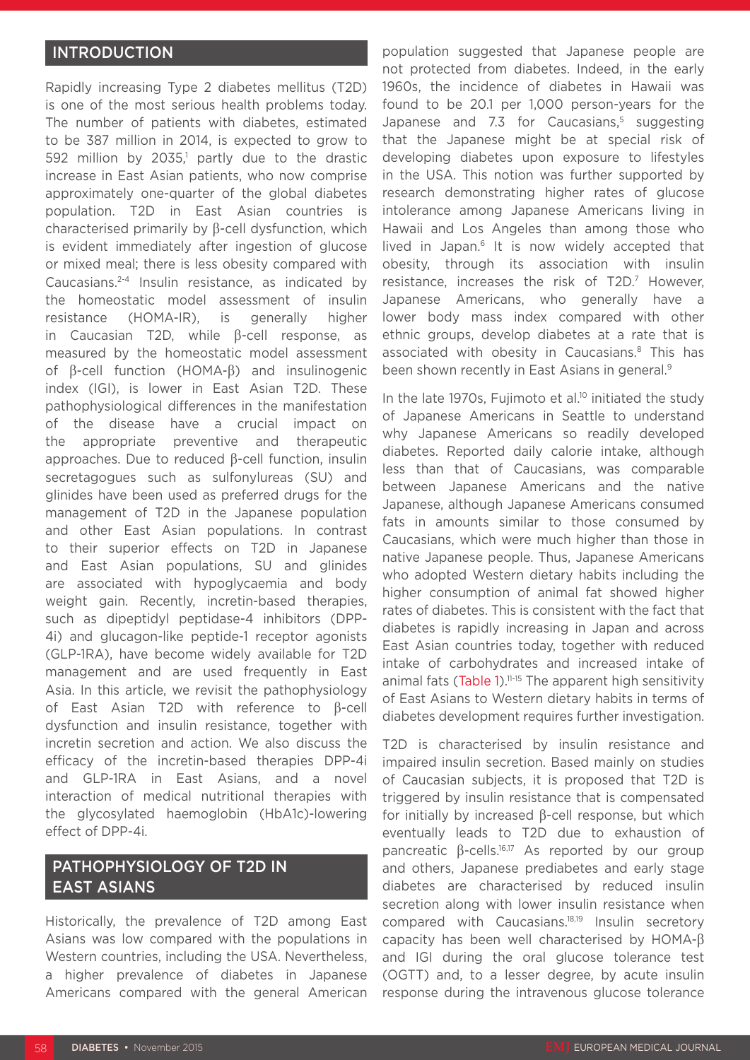## INTRODUCTION

Rapidly increasing Type 2 diabetes mellitus (T2D) is one of the most serious health problems today. The number of patients with diabetes, estimated to be 387 million in 2014, is expected to grow to 592 million by 2035,[1] partly due to the drastic increase in East Asian patients, who now comprise approximately one-quarter of the global diabetes population. T2D in East Asian countries is characterised primarily by β-cell dysfunction, which is evident immediately after ingestion of glucose or mixed meal; there is less obesity compared with Caucasians.[2-4] Insulin resistance, as indicated by the homeostatic model assessment of insulin resistance (HOMA-IR), is generally higher in Caucasian T2D, while β-cell response, as measured by the homeostatic model assessment of β-cell function (HOMA-β) and insulinogenic index (IGI), is lower in East Asian T2D. These pathophysiological differences in the manifestation of the disease have a crucial impact on the appropriate preventive and therapeutic approaches. Due to reduced β-cell function, insulin secretagogues such as sulfonylureas (SU) and glinides have been used as preferred drugs for the management of T2D in the Japanese population and other East Asian populations. In contrast to their superior effects on T2D in Japanese and East Asian populations, SU and glinides are associated with hypoglycaemia and body weight gain. Recently, incretin-based therapies, such as dipeptidyl peptidase-4 inhibitors (DPP-4i) and glucagon-like peptide-1 receptor agonists (GLP-1RA), have become widely available for T2D management and are used frequently in East Asia. In this article, we revisit the pathophysiology of East Asian T2D with reference to β-cell dysfunction and insulin resistance, together with incretin secretion and action. We also discuss the efficacy of the incretin-based therapies DPP-4i and GLP-1RA in East Asians, and a novel interaction of medical nutritional therapies with the glycosylated haemoglobin (HbA1c)-lowering effect of DPP-4i.

## PATHOPHYSIOLOGY OF T2D IN EAST ASIANS

Historically, the prevalence of T2D among East Asians was low compared with the populations in Western countries, including the USA. Nevertheless, a higher prevalence of diabetes in Japanese Americans compared with the general American population suggested that Japanese people are not protected from diabetes. Indeed, in the early 1960s, the incidence of diabetes in Hawaii was found to be 20.1 per 1,000 person-years for the Japanese and 7.3 for Caucasians,[5] suggesting that the Japanese might be at special risk of developing diabetes upon exposure to lifestyles in the USA. This notion was further supported by research demonstrating higher rates of glucose intolerance among Japanese Americans living in Hawaii and Los Angeles than among those who lived in Japan.[6] It is now widely accepted that obesity, through its association with insulin resistance, increases the risk of T2D.[7] However, Japanese Americans, who generally have a lower body mass index compared with other ethnic groups, develop diabetes at a rate that is associated with obesity in Caucasians.[8] This has been shown recently in East Asians in general.[9]

In the late 1970s, Fujimoto et al.[10] initiated the study of Japanese Americans in Seattle to understand why Japanese Americans so readily developed diabetes. Reported daily calorie intake, although less than that of Caucasians, was comparable between Japanese Americans and the native Japanese, although Japanese Americans consumed fats in amounts similar to those consumed by Caucasians, which were much higher than those in native Japanese people. Thus, Japanese Americans who adopted Western dietary habits including the higher consumption of animal fat showed higher rates of diabetes. This is consistent with the fact that diabetes is rapidly increasing in Japan and across East Asian countries today, together with reduced intake of carbohydrates and increased intake of animal fats (Table 1).[11-15] The apparent high sensitivity of East Asians to Western dietary habits in terms of diabetes development requires further investigation.

T2D is characterised by insulin resistance and impaired insulin secretion. Based mainly on studies of Caucasian subjects, it is proposed that T2D is triggered by insulin resistance that is compensated for initially by increased β-cell response, but which eventually leads to T2D due to exhaustion of pancreatic β-cells.[16,17] As reported by our group and others, Japanese prediabetes and early stage diabetes are characterised by reduced insulin secretion along with lower insulin resistance when compared with Caucasians.[18,19] Insulin secretory capacity has been well characterised by HOMA-β and IGI during the oral glucose tolerance test (OGTT) and, to a lesser degree, by acute insulin response during the intravenous glucose tolerance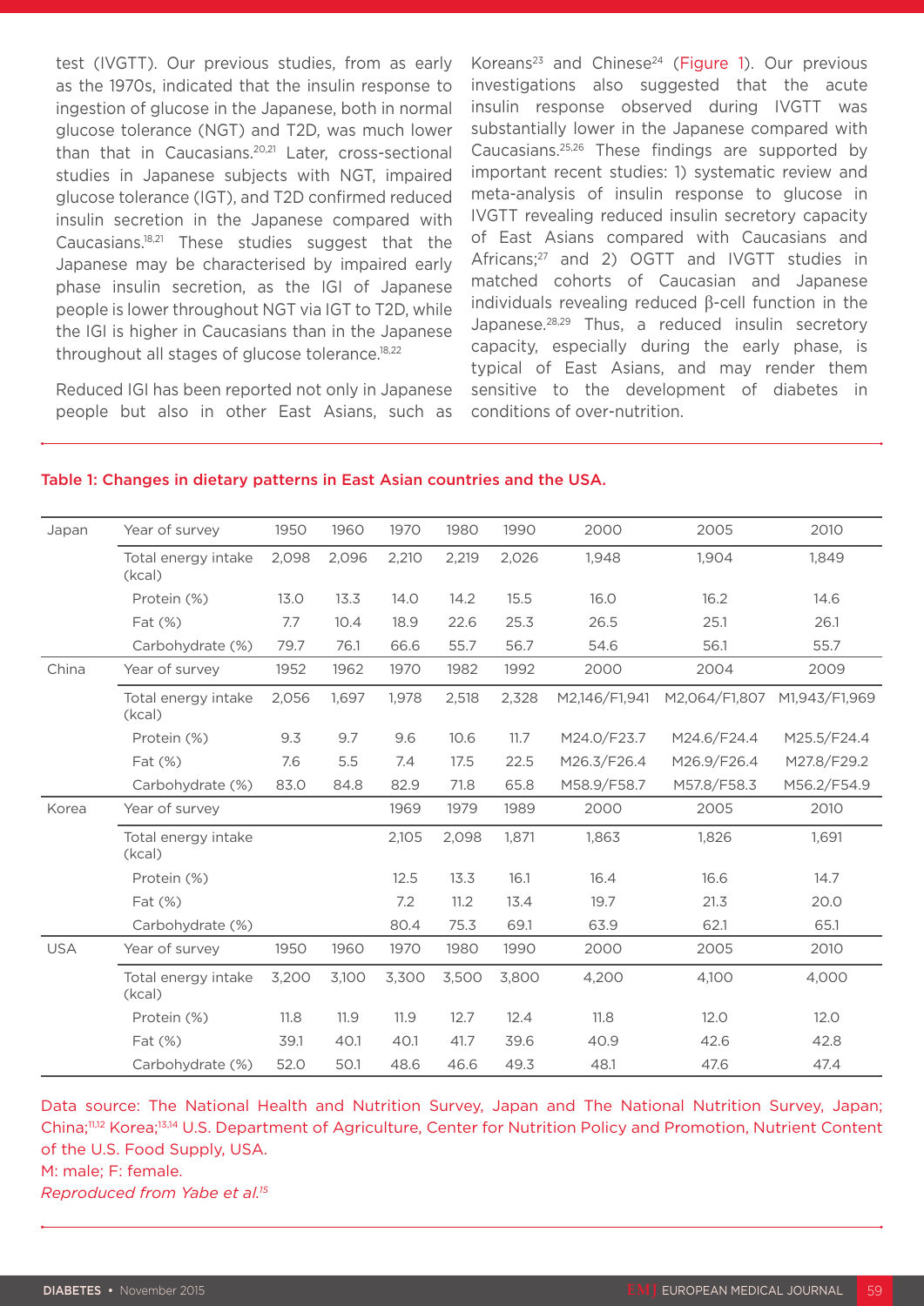test (IVGTT). Our previous studies, from as early as the 1970s, indicated that the insulin response to ingestion of glucose in the Japanese, both in normal glucose tolerance (NGT) and T2D, was much lower than that in Caucasians.[20,21] Later, cross-sectional studies in Japanese subjects with NGT, impaired glucose tolerance (IGT), and T2D confirmed reduced insulin secretion in the Japanese compared with Caucasians.[18,21] These studies suggest that the Japanese may be characterised by impaired early phase insulin secretion, as the IGI of Japanese people is lower throughout NGT via IGT to T2D, while the IGI is higher in Caucasians than in the Japanese throughout all stages of glucose tolerance.[18,22]

Reduced IGI has been reported not only in Japanese people but also in other East Asians, such as Koreans[23] and Chinese[24] (Figure 1). Our previous investigations also suggested that the acute insulin response observed during IVGTT was substantially lower in the Japanese compared with Caucasians.[25,26] These findings are supported by important recent studies: 1) systematic review and meta-analysis of insulin response to glucose in IVGTT revealing reduced insulin secretory capacity of East Asians compared with Caucasians and Africans;[27] and 2) OGTT and IVGTT studies in matched cohorts of Caucasian and Japanese individuals revealing reduced β-cell function in the Japanese.[28,29] Thus, a reduced insulin secretory capacity, especially during the early phase, is typical of East Asians, and may render them sensitive to the development of diabetes in conditions of over-nutrition.

**Table 1: Changes in dietary patterns in East Asian countries and the USA.**

| | | | | | | | | | |
|---|---|---|---|---|---|---|---|---|---|
| Japan | Year of survey | 1950 | 1960 | 1970 | 1980 | 1990 | 2000 | 2005 | 2010 |
| | Total energy intake (kcal) | 2,098 | 2,096 | 2,210 | 2,219 | 2,026 | 1,948 | 1,904 | 1,849 |
| | Protein (%) | 13.0 | 13.3 | 14.0 | 14.2 | 15.5 | 16.0 | 16.2 | 14.6 |
| | Fat (%) | 7.7 | 10.4 | 18.9 | 22.6 | 25.3 | 26.5 | 25.1 | 26.1 |
| | Carbohydrate (%) | 79.7 | 76.1 | 66.6 | 55.7 | 56.7 | 54.6 | 56.1 | 55.7 |
| China | Year of survey | 1952 | 1962 | 1970 | 1982 | 1992 | 2000 | 2004 | 2009 |
| | Total energy intake (kcal) | 2,056 | 1,697 | 1,978 | 2,518 | 2,328 | M2,146/F1,941 | M2,064/F1,807 | M1,943/F1,969 |
| | Protein (%) | 9.3 | 9.7 | 9.6 | 10.6 | 11.7 | M24.0/F23.7 | M24.6/F24.4 | M25.5/F24.4 |
| | Fat (%) | 7.6 | 5.5 | 7.4 | 17.5 | 22.5 | M26.3/F26.4 | M26.9/F26.4 | M27.8/F29.2 |
| | Carbohydrate (%) | 83.0 | 84.8 | 82.9 | 71.8 | 65.8 | M58.9/F58.7 | M57.8/F58.3 | M56.2/F54.9 |
| Korea | Year of survey | | | 1969 | 1979 | 1989 | 2000 | 2005 | 2010 |
| | Total energy intake (kcal) | | | 2,105 | 2,098 | 1,871 | 1,863 | 1,826 | 1,691 |
| | Protein (%) | | | 12.5 | 13.3 | 16.1 | 16.4 | 16.6 | 14.7 |
| | Fat (%) | | | 7.2 | 11.2 | 13.4 | 19.7 | 21.3 | 20.0 |
| | Carbohydrate (%) | | | 80.4 | 75.3 | 69.1 | 63.9 | 62.1 | 65.1 |
| USA | Year of survey | 1950 | 1960 | 1970 | 1980 | 1990 | 2000 | 2005 | 2010 |
| | Total energy intake (kcal) | 3,200 | 3,100 | 3,300 | 3,500 | 3,800 | 4,200 | 4,100 | 4,000 |
| | Protein (%) | 11.8 | 11.9 | 11.9 | 12.7 | 12.4 | 11.8 | 12.0 | 12.0 |
| | Fat (%) | 39.1 | 40.1 | 40.1 | 41.7 | 39.6 | 40.9 | 42.6 | 42.8 |
| | Carbohydrate (%) | 52.0 | 50.1 | 48.6 | 46.6 | 49.3 | 48.1 | 47.6 | 47.4 |

Data source: The National Health and Nutrition Survey, Japan and The National Nutrition Survey, Japan; China;[11,12] Korea;[13,14] U.S. Department of Agriculture, Center for Nutrition Policy and Promotion, Nutrient Content of the U.S. Food Supply, USA.
M: male; F: female.
*Reproduced from Yabe et al.[15]*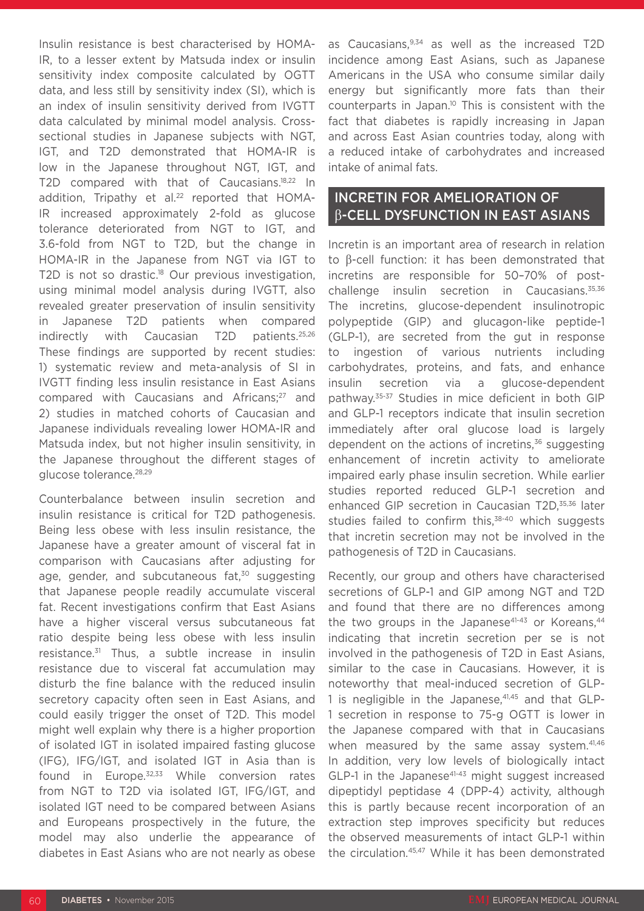Insulin resistance is best characterised by HOMA-IR, to a lesser extent by Matsuda index or insulin sensitivity index composite calculated by OGTT data, and less still by sensitivity index (SI), which is an index of insulin sensitivity derived from IVGTT data calculated by minimal model analysis. Cross-sectional studies in Japanese subjects with NGT, IGT, and T2D demonstrated that HOMA-IR is low in the Japanese throughout NGT, IGT, and T2D compared with that of Caucasians.[18,22] In addition, Tripathy et al.[22] reported that HOMA-IR increased approximately 2-fold as glucose tolerance deteriorated from NGT to IGT, and 3.6-fold from NGT to T2D, but the change in HOMA-IR in the Japanese from NGT via IGT to T2D is not so drastic.[18] Our previous investigation, using minimal model analysis during IVGTT, also revealed greater preservation of insulin sensitivity in Japanese T2D patients when compared indirectly with Caucasian T2D patients.[25,26] These findings are supported by recent studies: 1) systematic review and meta-analysis of SI in IVGTT finding less insulin resistance in East Asians compared with Caucasians and Africans;[27] and 2) studies in matched cohorts of Caucasian and Japanese individuals revealing lower HOMA-IR and Matsuda index, but not higher insulin sensitivity, in the Japanese throughout the different stages of glucose tolerance.[28,29]

Counterbalance between insulin secretion and insulin resistance is critical for T2D pathogenesis. Being less obese with less insulin resistance, the Japanese have a greater amount of visceral fat in comparison with Caucasians after adjusting for age, gender, and subcutaneous fat,[30] suggesting that Japanese people readily accumulate visceral fat. Recent investigations confirm that East Asians have a higher visceral versus subcutaneous fat ratio despite being less obese with less insulin resistance.[31] Thus, a subtle increase in insulin resistance due to visceral fat accumulation may disturb the fine balance with the reduced insulin secretory capacity often seen in East Asians, and could easily trigger the onset of T2D. This model might well explain why there is a higher proportion of isolated IGT in isolated impaired fasting glucose (IFG), IFG/IGT, and isolated IGT in Asia than is found in Europe.[32,33] While conversion rates from NGT to T2D via isolated IGT, IFG/IGT, and isolated IGT need to be compared between Asians and Europeans prospectively in the future, the model may also underlie the appearance of diabetes in East Asians who are not nearly as obese as Caucasians,[9,34] as well as the increased T2D incidence among East Asians, such as Japanese Americans in the USA who consume similar daily energy but significantly more fats than their counterparts in Japan.[10] This is consistent with the fact that diabetes is rapidly increasing in Japan and across East Asian countries today, along with a reduced intake of carbohydrates and increased intake of animal fats.

## INCRETIN FOR AMELIORATION OF β-CELL DYSFUNCTION IN EAST ASIANS

Incretin is an important area of research in relation to β-cell function: it has been demonstrated that incretins are responsible for 50–70% of post-challenge insulin secretion in Caucasians.[35,36] The incretins, glucose-dependent insulinotropic polypeptide (GIP) and glucagon-like peptide-1 (GLP-1), are secreted from the gut in response to ingestion of various nutrients including carbohydrates, proteins, and fats, and enhance insulin secretion via a glucose-dependent pathway.[35-37] Studies in mice deficient in both GIP and GLP-1 receptors indicate that insulin secretion immediately after oral glucose load is largely dependent on the actions of incretins,[36] suggesting enhancement of incretin activity to ameliorate impaired early phase insulin secretion. While earlier studies reported reduced GLP-1 secretion and enhanced GIP secretion in Caucasian T2D,[35,36] later studies failed to confirm this,[38-40] which suggests that incretin secretion may not be involved in the pathogenesis of T2D in Caucasians.

Recently, our group and others have characterised secretions of GLP-1 and GIP among NGT and T2D and found that there are no differences among the two groups in the Japanese[41-43] or Koreans,[44] indicating that incretin secretion per se is not involved in the pathogenesis of T2D in East Asians, similar to the case in Caucasians. However, it is noteworthy that meal-induced secretion of GLP-1 is negligible in the Japanese,[41,45] and that GLP-1 secretion in response to 75-g OGTT is lower in the Japanese compared with that in Caucasians when measured by the same assay system.[41,46] In addition, very low levels of biologically intact GLP-1 in the Japanese[41-43] might suggest increased dipeptidyl peptidase 4 (DPP-4) activity, although this is partly because recent incorporation of an extraction step improves specificity but reduces the observed measurements of intact GLP-1 within the circulation.[45,47] While it has been demonstrated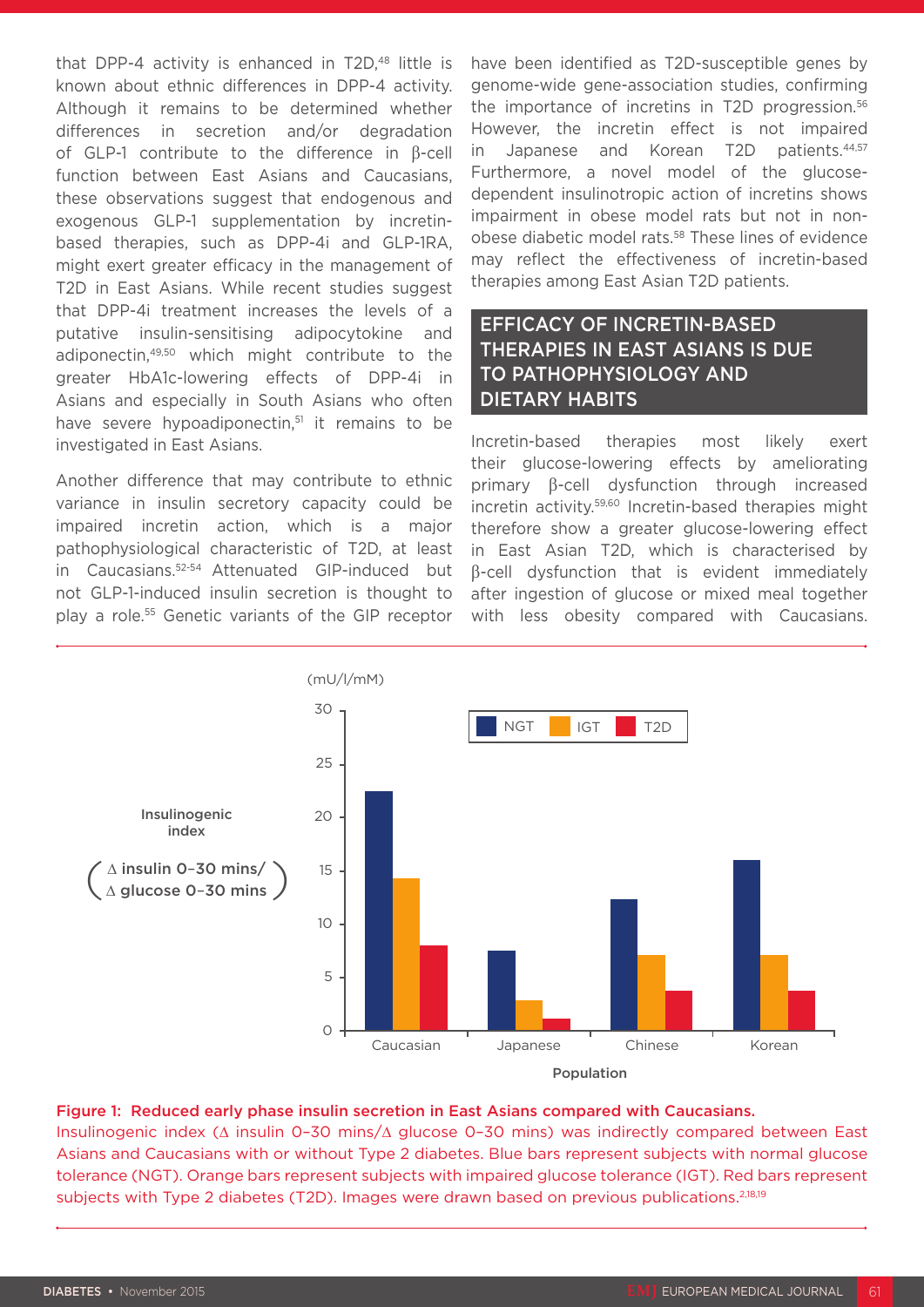that DPP-4 activity is enhanced in T2D,[48] little is known about ethnic differences in DPP-4 activity. Although it remains to be determined whether differences in secretion and/or degradation of GLP-1 contribute to the difference in β-cell function between East Asians and Caucasians, these observations suggest that endogenous and exogenous GLP-1 supplementation by incretin-based therapies, such as DPP-4i and GLP-1RA, might exert greater efficacy in the management of T2D in East Asians. While recent studies suggest that DPP-4i treatment increases the levels of a putative insulin-sensitising adipocytokine and adiponectin,[49,50] which might contribute to the greater HbA1c-lowering effects of DPP-4i in Asians and especially in South Asians who often have severe hypoadiponectin,[51] it remains to be investigated in East Asians.

Another difference that may contribute to ethnic variance in insulin secretory capacity could be impaired incretin action, which is a major pathophysiological characteristic of T2D, at least in Caucasians.[52-54] Attenuated GIP-induced but not GLP-1-induced insulin secretion is thought to play a role.[55] Genetic variants of the GIP receptor have been identified as T2D-susceptible genes by genome-wide gene-association studies, confirming the importance of incretins in T2D progression.[56] However, the incretin effect is not impaired in Japanese and Korean T2D patients.[44,57] Furthermore, a novel model of the glucose-dependent insulinotropic action of incretins shows impairment in obese model rats but not in non-obese diabetic model rats.[58] These lines of evidence may reflect the effectiveness of incretin-based therapies among East Asian T2D patients.

## EFFICACY OF INCRETIN-BASED THERAPIES IN EAST ASIANS IS DUE TO PATHOPHYSIOLOGY AND DIETARY HABITS

Incretin-based therapies most likely exert their glucose-lowering effects by ameliorating primary β-cell dysfunction through increased incretin activity.[59,60] Incretin-based therapies might therefore show a greater glucose-lowering effect in East Asian T2D, which is characterised by β-cell dysfunction that is evident immediately after ingestion of glucose or mixed meal together with less obesity compared with Caucasians.

**Figure 1: Reduced early phase insulin secretion in East Asians compared with Caucasians.**
Insulinogenic index (Δ insulin 0–30 mins/Δ glucose 0–30 mins) was indirectly compared between East Asians and Caucasians with or without Type 2 diabetes. Blue bars represent subjects with normal glucose tolerance (NGT). Orange bars represent subjects with impaired glucose tolerance (IGT). Red bars represent subjects with Type 2 diabetes (T2D). Images were drawn based on previous publications.[2,18,19]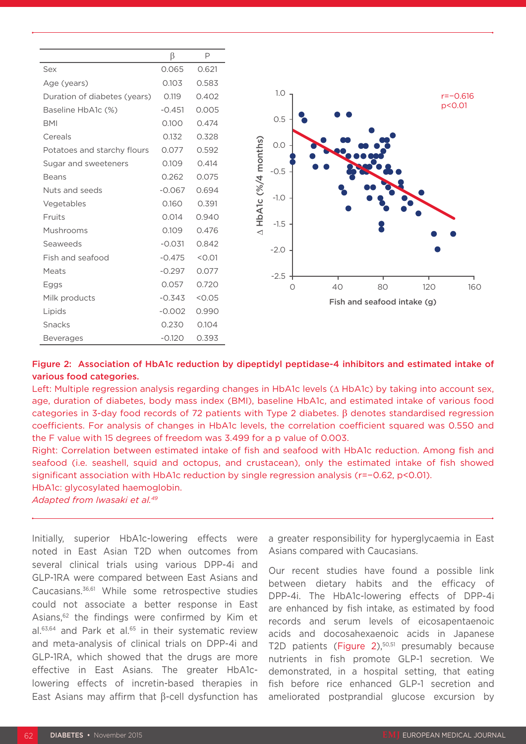| | β | P |
|---|---|---|
| Sex | 0.065 | 0.621 |
| Age (years) | 0.103 | 0.583 |
| Duration of diabetes (years) | 0.119 | 0.402 |
| Baseline HbA1c (%) | -0.451 | 0.005 |
| BMI | 0.100 | 0.474 |
| Cereals | 0.132 | 0.328 |
| Potatoes and starchy flours | 0.077 | 0.592 |
| Sugar and sweeteners | 0.109 | 0.414 |
| Beans | 0.262 | 0.075 |
| Nuts and seeds | -0.067 | 0.694 |
| Vegetables | 0.160 | 0.391 |
| Fruits | 0.014 | 0.940 |
| Mushrooms | 0.109 | 0.476 |
| Seaweeds | -0.031 | 0.842 |
| Fish and seafood | -0.475 | <0.01 |
| Meats | -0.297 | 0.077 |
| Eggs | 0.057 | 0.720 |
| Milk products | -0.343 | <0.05 |
| Lipids | -0.002 | 0.990 |
| Snacks | 0.230 | 0.104 |
| Beverages | -0.120 | 0.393 |

**Figure 2: Association of HbA1c reduction by dipeptidyl peptidase-4 inhibitors and estimated intake of various food categories.**

Left: Multiple regression analysis regarding changes in HbA1c levels (Δ HbA1c) by taking into account sex, age, duration of diabetes, body mass index (BMI), baseline HbA1c, and estimated intake of various food categories in 3-day food records of 72 patients with Type 2 diabetes. β denotes standardised regression coefficients. For analysis of changes in HbA1c levels, the correlation coefficient squared was 0.550 and the F value with 15 degrees of freedom was 3.499 for a p value of 0.003.

Right: Correlation between estimated intake of fish and seafood with HbA1c reduction. Among fish and seafood (i.e. seashell, squid and octopus, and crustacean), only the estimated intake of fish showed significant association with HbA1c reduction by single regression analysis ($r=-0.62$, $p<0.01$).

HbA1c: glycosylated haemoglobin.

*Adapted from Iwasaki et al.[49]*

Initially, superior HbA1c-lowering effects were noted in East Asian T2D when outcomes from several clinical trials using various DPP-4i and GLP-1RA were compared between East Asians and Caucasians.[36,61] While some retrospective studies could not associate a better response in East Asians,[62] the findings were confirmed by Kim et al.[63,64] and Park et al.[65] in their systematic review and meta-analysis of clinical trials on DPP-4i and GLP-1RA, which showed that the drugs are more effective in East Asians. The greater HbA1c-lowering effects of incretin-based therapies in East Asians may affirm that β-cell dysfunction has a greater responsibility for hyperglycaemia in East Asians compared with Caucasians.

Our recent studies have found a possible link between dietary habits and the efficacy of DPP-4i. The HbA1c-lowering effects of DPP-4i are enhanced by fish intake, as estimated by food records and serum levels of eicosapentaenoic acids and docosahexaenoic acids in Japanese T2D patients (Figure 2),[50,51] presumably because nutrients in fish promote GLP-1 secretion. We demonstrated, in a hospital setting, that eating fish before rice enhanced GLP-1 secretion and ameliorated postprandial glucose excursion by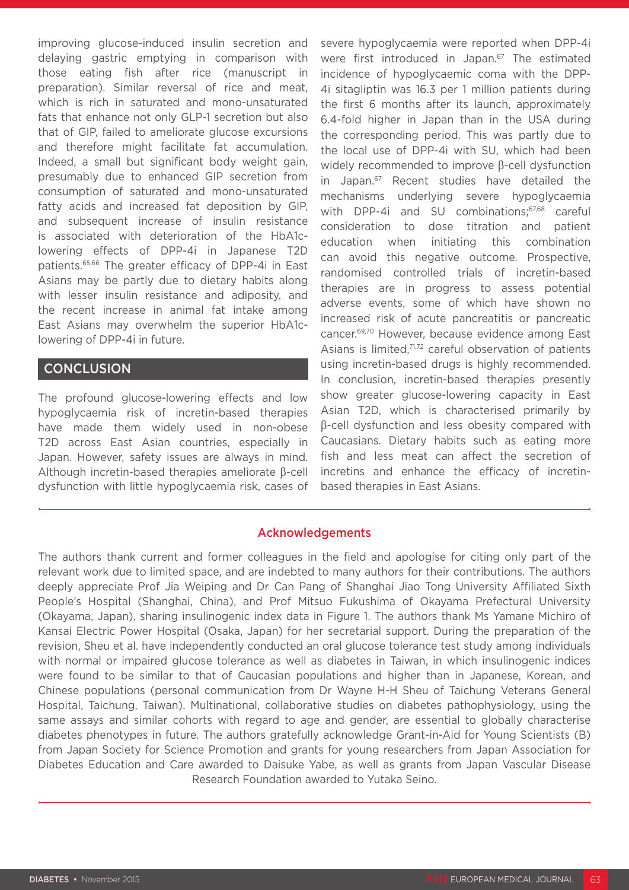improving glucose-induced insulin secretion and delaying gastric emptying in comparison with those eating fish after rice (manuscript in preparation). Similar reversal of rice and meat, which is rich in saturated and mono-unsaturated fats that enhance not only GLP-1 secretion but also that of GIP, failed to ameliorate glucose excursions and therefore might facilitate fat accumulation. Indeed, a small but significant body weight gain, presumably due to enhanced GIP secretion from consumption of saturated and mono-unsaturated fatty acids and increased fat deposition by GIP, and subsequent increase of insulin resistance is associated with deterioration of the HbA1c-lowering effects of DPP-4i in Japanese T2D patients.[65,66] The greater efficacy of DPP-4i in East Asians may be partly due to dietary habits along with lesser insulin resistance and adiposity, and the recent increase in animal fat intake among East Asians may overwhelm the superior HbA1c-lowering of DPP-4i in future.

## CONCLUSION

The profound glucose-lowering effects and low hypoglycaemia risk of incretin-based therapies have made them widely used in non-obese T2D across East Asian countries, especially in Japan. However, safety issues are always in mind. Although incretin-based therapies ameliorate β-cell dysfunction with little hypoglycaemia risk, cases of severe hypoglycaemia were reported when DPP-4i were first introduced in Japan.[67] The estimated incidence of hypoglycaemic coma with the DPP-4i sitagliptin was 16.3 per 1 million patients during the first 6 months after its launch, approximately 6.4-fold higher in Japan than in the USA during the corresponding period. This was partly due to the local use of DPP-4i with SU, which had been widely recommended to improve β-cell dysfunction in Japan.[67] Recent studies have detailed the mechanisms underlying severe hypoglycaemia with DPP-4i and SU combinations;[67,68] careful consideration to dose titration and patient education when initiating this combination can avoid this negative outcome. Prospective, randomised controlled trials of incretin-based therapies are in progress to assess potential adverse events, some of which have shown no increased risk of acute pancreatitis or pancreatic cancer.[69,70] However, because evidence among East Asians is limited,[71,72] careful observation of patients using incretin-based drugs is highly recommended. In conclusion, incretin-based therapies presently show greater glucose-lowering capacity in East Asian T2D, which is characterised primarily by β-cell dysfunction and less obesity compared with Caucasians. Dietary habits such as eating more fish and less meat can affect the secretion of incretins and enhance the efficacy of incretin-based therapies in East Asians.

## Acknowledgements

The authors thank current and former colleagues in the field and apologise for citing only part of the relevant work due to limited space, and are indebted to many authors for their contributions. The authors deeply appreciate Prof Jia Weiping and Dr Can Pang of Shanghai Jiao Tong University Affiliated Sixth People's Hospital (Shanghai, China), and Prof Mitsuo Fukushima of Okayama Prefectural University (Okayama, Japan), sharing insulinogenic index data in Figure 1. The authors thank Ms Yamane Michiro of Kansai Electric Power Hospital (Osaka, Japan) for her secretarial support. During the preparation of the revision, Sheu et al. have independently conducted an oral glucose tolerance test study among individuals with normal or impaired glucose tolerance as well as diabetes in Taiwan, in which insulinogenic indices were found to be similar to that of Caucasian populations and higher than in Japanese, Korean, and Chinese populations (personal communication from Dr Wayne H-H Sheu of Taichung Veterans General Hospital, Taichung, Taiwan). Multinational, collaborative studies on diabetes pathophysiology, using the same assays and similar cohorts with regard to age and gender, are essential to globally characterise diabetes phenotypes in future. The authors gratefully acknowledge Grant-in-Aid for Young Scientists (B) from Japan Society for Science Promotion and grants for young researchers from Japan Association for Diabetes Education and Care awarded to Daisuke Yabe, as well as grants from Japan Vascular Disease Research Foundation awarded to Yutaka Seino.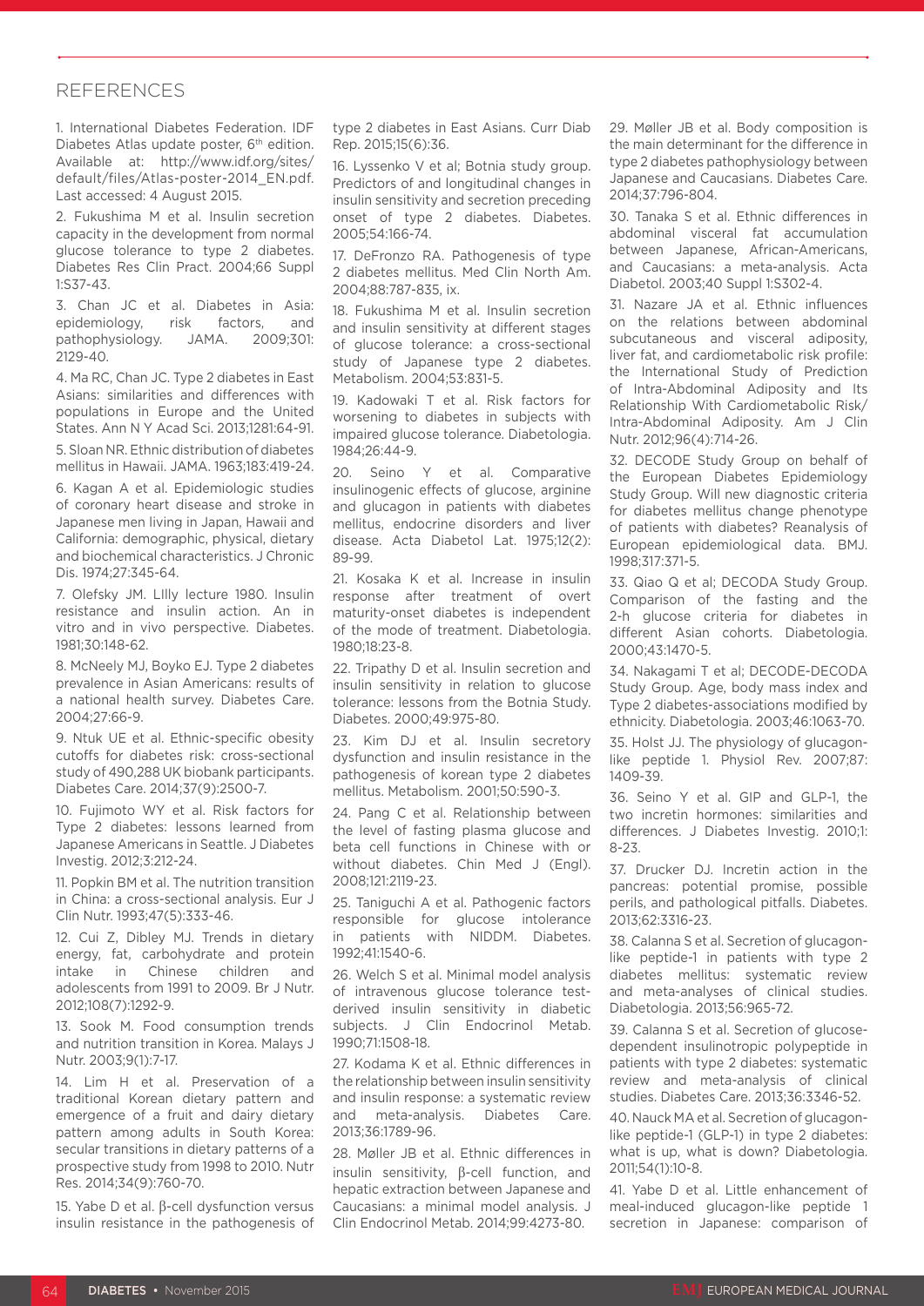## REFERENCES

1. International Diabetes Federation. IDF Diabetes Atlas update poster, 6th edition. Available at: http://www.idf.org/sites/default/files/Atlas-poster-2014_EN.pdf. Last accessed: 4 August 2015.

2. Fukushima M et al. Insulin secretion capacity in the development from normal glucose tolerance to type 2 diabetes. Diabetes Res Clin Pract. 2004;66 Suppl 1:S37-43.

3. Chan JC et al. Diabetes in Asia: epidemiology, risk factors, and pathophysiology. JAMA. 2009;301:2129-40.

4. Ma RC, Chan JC. Type 2 diabetes in East Asians: similarities and differences with populations in Europe and the United States. Ann N Y Acad Sci. 2013;1281:64-91.

5. Sloan NR. Ethnic distribution of diabetes mellitus in Hawaii. JAMA. 1963;183:419-24.

6. Kagan A et al. Epidemiologic studies of coronary heart disease and stroke in Japanese men living in Japan, Hawaii and California: demographic, physical, dietary and biochemical characteristics. J Chronic Dis. 1974;27:345-64.

7. Olefsky JM. LIlly lecture 1980. Insulin resistance and insulin action. An in vitro and in vivo perspective. Diabetes. 1981;30:148-62.

8. McNeely MJ, Boyko EJ. Type 2 diabetes prevalence in Asian Americans: results of a national health survey. Diabetes Care. 2004;27:66-9.

9. Ntuk UE et al. Ethnic-specific obesity cutoffs for diabetes risk: cross-sectional study of 490,288 UK biobank participants. Diabetes Care. 2014;37(9):2500-7.

10. Fujimoto WY et al. Risk factors for Type 2 diabetes: lessons learned from Japanese Americans in Seattle. J Diabetes Investig. 2012;3:212-24.

11. Popkin BM et al. The nutrition transition in China: a cross-sectional analysis. Eur J Clin Nutr. 1993;47(5):333-46.

12. Cui Z, Dibley MJ. Trends in dietary energy, fat, carbohydrate and protein intake in Chinese children and adolescents from 1991 to 2009. Br J Nutr. 2012;108(7):1292-9.

13. Sook M. Food consumption trends and nutrition transition in Korea. Malays J Nutr. 2003;9(1):7-17.

14. Lim H et al. Preservation of a traditional Korean dietary pattern and emergence of a fruit and dairy dietary pattern among adults in South Korea: secular transitions in dietary patterns of a prospective study from 1998 to 2010. Nutr Res. 2014;34(9):760-70.

15. Yabe D et al. β-cell dysfunction versus insulin resistance in the pathogenesis of type 2 diabetes in East Asians. Curr Diab Rep. 2015;15(6):36.

16. Lyssenko V et al; Botnia study group. Predictors of and longitudinal changes in insulin sensitivity and secretion preceding onset of type 2 diabetes. Diabetes. 2005;54:166-74.

17. DeFronzo RA. Pathogenesis of type 2 diabetes mellitus. Med Clin North Am. 2004;88:787-835, ix.

18. Fukushima M et al. Insulin secretion and insulin sensitivity at different stages of glucose tolerance: a cross-sectional study of Japanese type 2 diabetes. Metabolism. 2004;53:831-5.

19. Kadowaki T et al. Risk factors for worsening to diabetes in subjects with impaired glucose tolerance. Diabetologia. 1984;26:44-9.

20. Seino Y et al. Comparative insulinogenic effects of glucose, arginine and glucagon in patients with diabetes mellitus, endocrine disorders and liver disease. Acta Diabetol Lat. 1975;12(2):89-99.

21. Kosaka K et al. Increase in insulin response after treatment of overt maturity-onset diabetes is independent of the mode of treatment. Diabetologia. 1980;18:23-8.

22. Tripathy D et al. Insulin secretion and insulin sensitivity in relation to glucose tolerance: lessons from the Botnia Study. Diabetes. 2000;49:975-80.

23. Kim DJ et al. Insulin secretory dysfunction and insulin resistance in the pathogenesis of korean type 2 diabetes mellitus. Metabolism. 2001;50:590-3.

24. Pang C et al. Relationship between the level of fasting plasma glucose and beta cell functions in Chinese with or without diabetes. Chin Med J (Engl). 2008;121:2119-23.

25. Taniguchi A et al. Pathogenic factors responsible for glucose intolerance in patients with NIDDM. Diabetes. 1992;41:1540-6.

26. Welch S et al. Minimal model analysis of intravenous glucose tolerance test-derived insulin sensitivity in diabetic subjects. J Clin Endocrinol Metab. 1990;71:1508-18.

27. Kodama K et al. Ethnic differences in the relationship between insulin sensitivity and insulin response: a systematic review and meta-analysis. Diabetes Care. 2013;36:1789-96.

28. Møller JB et al. Ethnic differences in insulin sensitivity, β-cell function, and hepatic extraction between Japanese and Caucasians: a minimal model analysis. J Clin Endocrinol Metab. 2014;99:4273-80.

29. Møller JB et al. Body composition is the main determinant for the difference in type 2 diabetes pathophysiology between Japanese and Caucasians. Diabetes Care. 2014;37:796-804.

30. Tanaka S et al. Ethnic differences in abdominal visceral fat accumulation between Japanese, African-Americans, and Caucasians: a meta-analysis. Acta Diabetol. 2003;40 Suppl 1:S302-4.

31. Nazare JA et al. Ethnic influences on the relations between abdominal subcutaneous and visceral adiposity, liver fat, and cardiometabolic risk profile: the International Study of Prediction of Intra-Abdominal Adiposity and Its Relationship With Cardiometabolic Risk/Intra-Abdominal Adiposity. Am J Clin Nutr. 2012;96(4):714-26.

32. DECODE Study Group on behalf of the European Diabetes Epidemiology Study Group. Will new diagnostic criteria for diabetes mellitus change phenotype of patients with diabetes? Reanalysis of European epidemiological data. BMJ. 1998;317:371-5.

33. Qiao Q et al; DECODA Study Group. Comparison of the fasting and the 2-h glucose criteria for diabetes in different Asian cohorts. Diabetologia. 2000;43:1470-5.

34. Nakagami T et al; DECODE-DECODA Study Group. Age, body mass index and Type 2 diabetes-associations modified by ethnicity. Diabetologia. 2003;46:1063-70.

35. Holst JJ. The physiology of glucagon-like peptide 1. Physiol Rev. 2007;87:1409-39.

36. Seino Y et al. GIP and GLP-1, the two incretin hormones: similarities and differences. J Diabetes Investig. 2010;1:8-23.

37. Drucker DJ. Incretin action in the pancreas: potential promise, possible perils, and pathological pitfalls. Diabetes. 2013;62:3316-23.

38. Calanna S et al. Secretion of glucagon-like peptide-1 in patients with type 2 diabetes mellitus: systematic review and meta-analyses of clinical studies. Diabetologia. 2013;56:965-72.

39. Calanna S et al. Secretion of glucose-dependent insulinotropic polypeptide in patients with type 2 diabetes: systematic review and meta-analysis of clinical studies. Diabetes Care. 2013;36:3346-52.

40. Nauck MA et al. Secretion of glucagon-like peptide-1 (GLP-1) in type 2 diabetes: what is up, what is down? Diabetologia. 2011;54(1):10-8.

41. Yabe D et al. Little enhancement of meal-induced glucagon-like peptide 1 secretion in Japanese: comparison of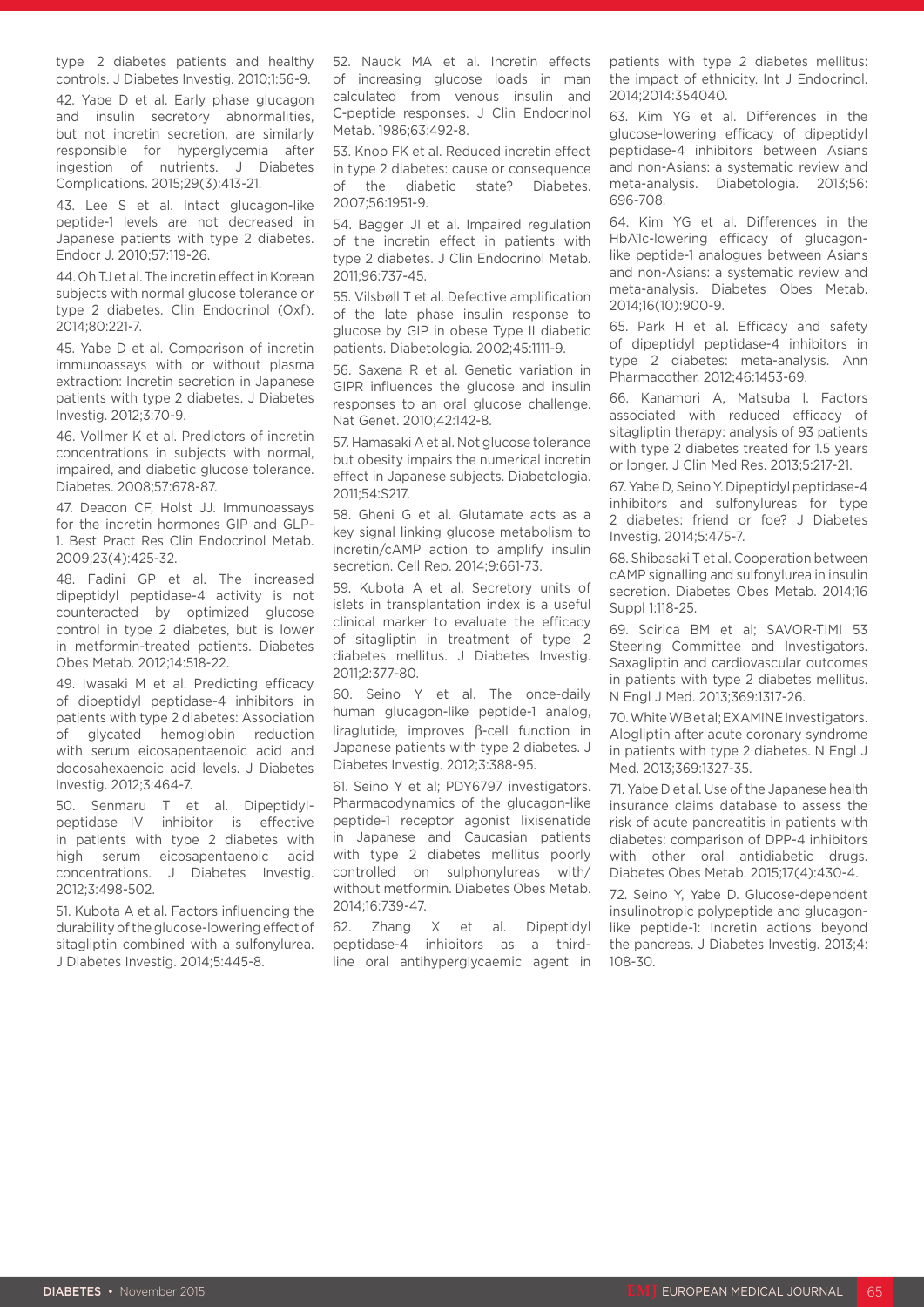type 2 diabetes patients and healthy controls. J Diabetes Investig. 2010;1:56-9.

42. Yabe D et al. Early phase glucagon and insulin secretory abnormalities, but not incretin secretion, are similarly responsible for hyperglycemia after ingestion of nutrients. J Diabetes Complications. 2015;29(3):413-21.

43. Lee S et al. Intact glucagon-like peptide-1 levels are not decreased in Japanese patients with type 2 diabetes. Endocr J. 2010;57:119-26.

44. Oh TJ et al. The incretin effect in Korean subjects with normal glucose tolerance or type 2 diabetes. Clin Endocrinol (Oxf). 2014;80:221-7.

45. Yabe D et al. Comparison of incretin immunoassays with or without plasma extraction: Incretin secretion in Japanese patients with type 2 diabetes. J Diabetes Investig. 2012;3:70-9.

46. Vollmer K et al. Predictors of incretin concentrations in subjects with normal, impaired, and diabetic glucose tolerance. Diabetes. 2008;57:678-87.

47. Deacon CF, Holst JJ. Immunoassays for the incretin hormones GIP and GLP-1. Best Pract Res Clin Endocrinol Metab. 2009;23(4):425-32.

48. Fadini GP et al. The increased dipeptidyl peptidase-4 activity is not counteracted by optimized glucose control in type 2 diabetes, but is lower in metformin-treated patients. Diabetes Obes Metab. 2012;14:518-22.

49. Iwasaki M et al. Predicting efficacy of dipeptidyl peptidase-4 inhibitors in patients with type 2 diabetes: Association of glycated hemoglobin reduction with serum eicosapentaenoic acid and docosahexaenoic acid levels. J Diabetes Investig. 2012;3:464-7.

50. Senmaru T et al. Dipeptidyl-peptidase IV inhibitor is effective in patients with type 2 diabetes with high serum eicosapentaenoic acid concentrations. J Diabetes Investig. 2012;3:498-502.

51. Kubota A et al. Factors influencing the durability of the glucose-lowering effect of sitagliptin combined with a sulfonylurea. J Diabetes Investig. 2014;5:445-8.

52. Nauck MA et al. Incretin effects of increasing glucose loads in man calculated from venous insulin and C-peptide responses. J Clin Endocrinol Metab. 1986;63:492-8.

53. Knop FK et al. Reduced incretin effect in type 2 diabetes: cause or consequence of the diabetic state? Diabetes. 2007;56:1951-9.

54. Bagger JI et al. Impaired regulation of the incretin effect in patients with type 2 diabetes. J Clin Endocrinol Metab. 2011;96:737-45.

55. Vilsbøll T et al. Defective amplification of the late phase insulin response to glucose by GIP in obese Type II diabetic patients. Diabetologia. 2002;45:1111-9.

56. Saxena R et al. Genetic variation in GIPR influences the glucose and insulin responses to an oral glucose challenge. Nat Genet. 2010;42:142-8.

57. Hamasaki A et al. Not glucose tolerance but obesity impairs the numerical incretin effect in Japanese subjects. Diabetologia. 2011;54:S217.

58. Gheni G et al. Glutamate acts as a key signal linking glucose metabolism to incretin/cAMP action to amplify insulin secretion. Cell Rep. 2014;9:661-73.

59. Kubota A et al. Secretory units of islets in transplantation index is a useful clinical marker to evaluate the efficacy of sitagliptin in treatment of type 2 diabetes mellitus. J Diabetes Investig. 2011;2:377-80.

60. Seino Y et al. The once-daily human glucagon-like peptide-1 analog, liraglutide, improves β-cell function in Japanese patients with type 2 diabetes. J Diabetes Investig. 2012;3:388-95.

61. Seino Y et al; PDY6797 investigators. Pharmacodynamics of the glucagon-like peptide-1 receptor agonist lixisenatide in Japanese and Caucasian patients with type 2 diabetes mellitus poorly controlled on sulphonylureas with/without metformin. Diabetes Obes Metab. 2014;16:739-47.

62. Zhang X et al. Dipeptidyl peptidase-4 inhibitors as a third-line oral antihyperglycaemic agent in patients with type 2 diabetes mellitus: the impact of ethnicity. Int J Endocrinol. 2014;2014:354040.

63. Kim YG et al. Differences in the glucose-lowering efficacy of dipeptidyl peptidase-4 inhibitors between Asians and non-Asians: a systematic review and meta-analysis. Diabetologia. 2013;56:696-708.

64. Kim YG et al. Differences in the HbA1c-lowering efficacy of glucagon-like peptide-1 analogues between Asians and non-Asians: a systematic review and meta-analysis. Diabetes Obes Metab. 2014;16(10):900-9.

65. Park H et al. Efficacy and safety of dipeptidyl peptidase-4 inhibitors in type 2 diabetes: meta-analysis. Ann Pharmacother. 2012;46:1453-69.

66. Kanamori A, Matsuba I. Factors associated with reduced efficacy of sitagliptin therapy: analysis of 93 patients with type 2 diabetes treated for 1.5 years or longer. J Clin Med Res. 2013;5:217-21.

67. Yabe D, Seino Y. Dipeptidyl peptidase-4 inhibitors and sulfonylureas for type 2 diabetes: friend or foe? J Diabetes Investig. 2014;5:475-7.

68. Shibasaki T et al. Cooperation between cAMP signalling and sulfonylurea in insulin secretion. Diabetes Obes Metab. 2014;16 Suppl 1:118-25.

69. Scirica BM et al; SAVOR-TIMI 53 Steering Committee and Investigators. Saxagliptin and cardiovascular outcomes in patients with type 2 diabetes mellitus. N Engl J Med. 2013;369:1317-26.

70. White WB et al; EXAMINE Investigators. Alogliptin after acute coronary syndrome in patients with type 2 diabetes. N Engl J Med. 2013;369:1327-35.

71. Yabe D et al. Use of the Japanese health insurance claims database to assess the risk of acute pancreatitis in patients with diabetes: comparison of DPP-4 inhibitors with other oral antidiabetic drugs. Diabetes Obes Metab. 2015;17(4):430-4.

72. Seino Y, Yabe D. Glucose-dependent insulinotropic polypeptide and glucagon-like peptide-1: Incretin actions beyond the pancreas. J Diabetes Investig. 2013;4:108-30.